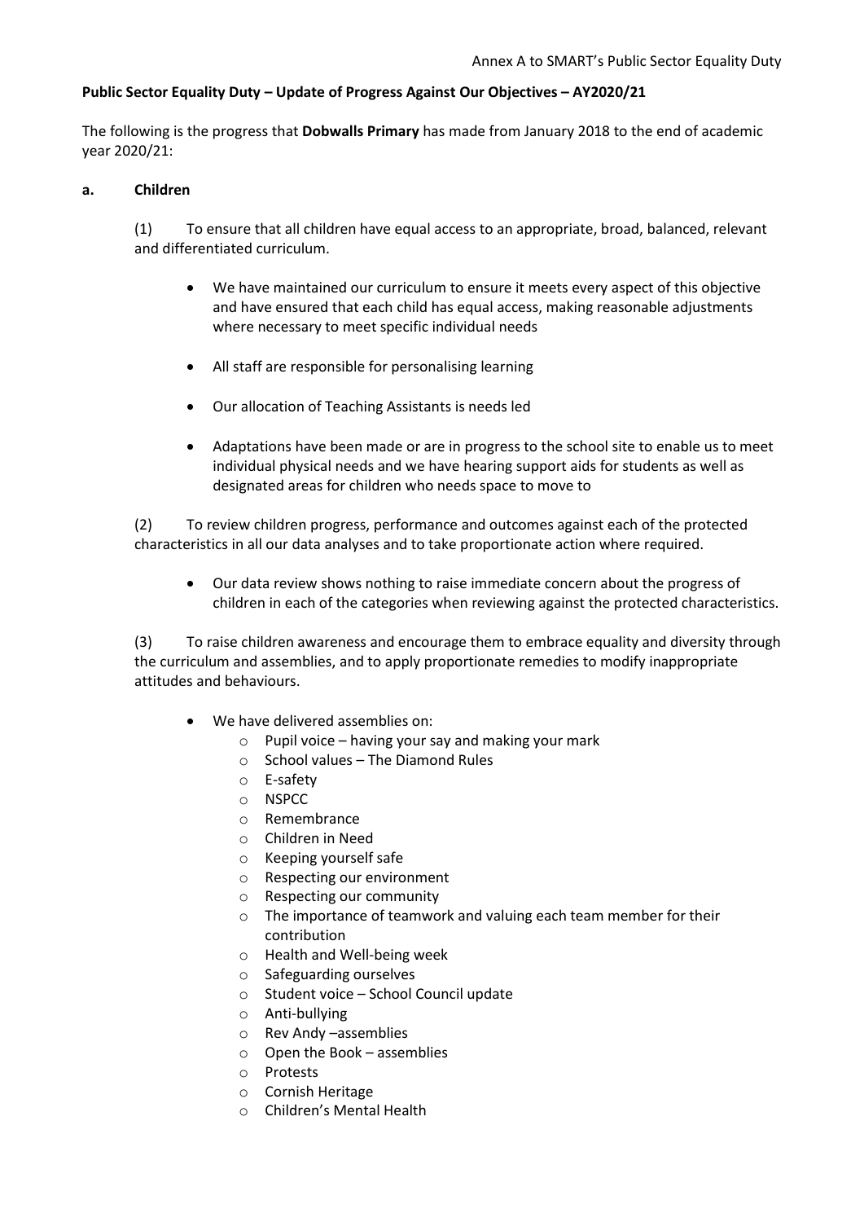Annex A to SMART's Public Sector Equality Duty

**Public Sector Equality Duty – Update of Progress Against Our Objectives – AY2020/21**

The following is the progress that **Dobwalls Primary** has made from January 2018 to the end of academic year 2020/21:

**a. Children**

(1) To ensure that all children have equal access to an appropriate, broad, balanced, relevant and differentiated curriculum.

- We have maintained our curriculum to ensure it meets every aspect of this objective and have ensured that each child has equal access, making reasonable adjustments where necessary to meet specific individual needs
- All staff are responsible for personalising learning
- Our allocation of Teaching Assistants is needs led
- Adaptations have been made or are in progress to the school site to enable us to meet individual physical needs and we have hearing support aids for students as well as designated areas for children who needs space to move to

(2) To review children progress, performance and outcomes against each of the protected characteristics in all our data analyses and to take proportionate action where required.

- Our data review shows nothing to raise immediate concern about the progress of children in each of the categories when reviewing against the protected characteristics.

(3) To raise children awareness and encourage them to embrace equality and diversity through the curriculum and assemblies, and to apply proportionate remedies to modify inappropriate attitudes and behaviours.

- We have delivered assemblies on:
  - Pupil voice – having your say and making your mark
  - School values – The Diamond Rules
  - E-safety
  - NSPCC
  - Remembrance
  - Children in Need
  - Keeping yourself safe
  - Respecting our environment
  - Respecting our community
  - The importance of teamwork and valuing each team member for their contribution
  - Health and Well-being week
  - Safeguarding ourselves
  - Student voice – School Council update
  - Anti-bullying
  - Rev Andy –assemblies
  - Open the Book – assemblies
  - Protests
  - Cornish Heritage
  - Children's Mental Health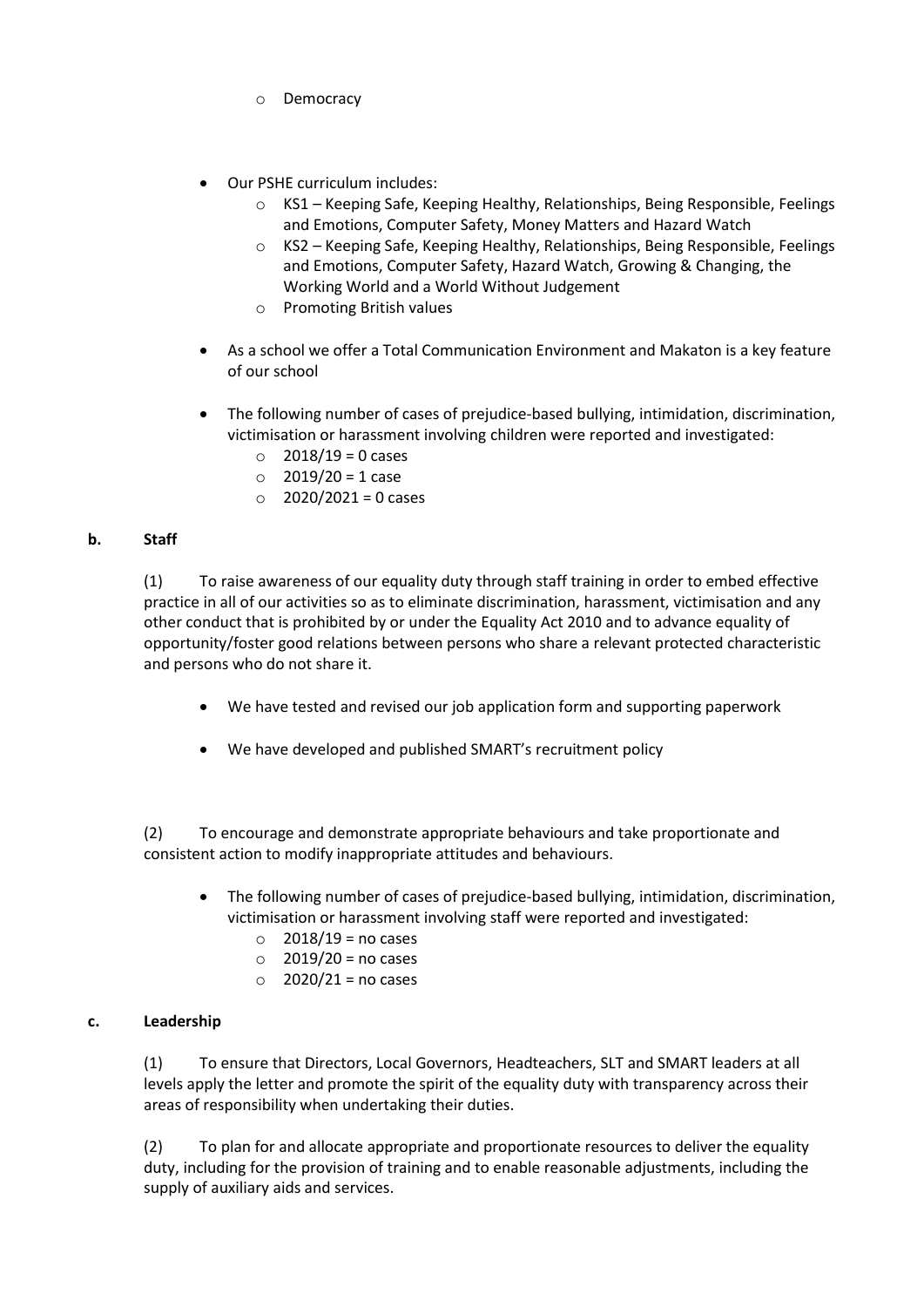- Democracy

- Our PSHE curriculum includes:
  - KS1 – Keeping Safe, Keeping Healthy, Relationships, Being Responsible, Feelings and Emotions, Computer Safety, Money Matters and Hazard Watch
  - KS2 – Keeping Safe, Keeping Healthy, Relationships, Being Responsible, Feelings and Emotions, Computer Safety, Hazard Watch, Growing & Changing, the Working World and a World Without Judgement
  - Promoting British values

- As a school we offer a Total Communication Environment and Makaton is a key feature of our school

- The following number of cases of prejudice-based bullying, intimidation, discrimination, victimisation or harassment involving children were reported and investigated:
  - 2018/19 = 0 cases
  - 2019/20 = 1 case
  - 2020/2021 = 0 cases

**b. Staff**

(1) To raise awareness of our equality duty through staff training in order to embed effective practice in all of our activities so as to eliminate discrimination, harassment, victimisation and any other conduct that is prohibited by or under the Equality Act 2010 and to advance equality of opportunity/foster good relations between persons who share a relevant protected characteristic and persons who do not share it.

- We have tested and revised our job application form and supporting paperwork

- We have developed and published SMART's recruitment policy

(2) To encourage and demonstrate appropriate behaviours and take proportionate and consistent action to modify inappropriate attitudes and behaviours.

- The following number of cases of prejudice-based bullying, intimidation, discrimination, victimisation or harassment involving staff were reported and investigated:
  - 2018/19 = no cases
  - 2019/20 = no cases
  - 2020/21 = no cases

**c. Leadership**

(1) To ensure that Directors, Local Governors, Headteachers, SLT and SMART leaders at all levels apply the letter and promote the spirit of the equality duty with transparency across their areas of responsibility when undertaking their duties.

(2) To plan for and allocate appropriate and proportionate resources to deliver the equality duty, including for the provision of training and to enable reasonable adjustments, including the supply of auxiliary aids and services.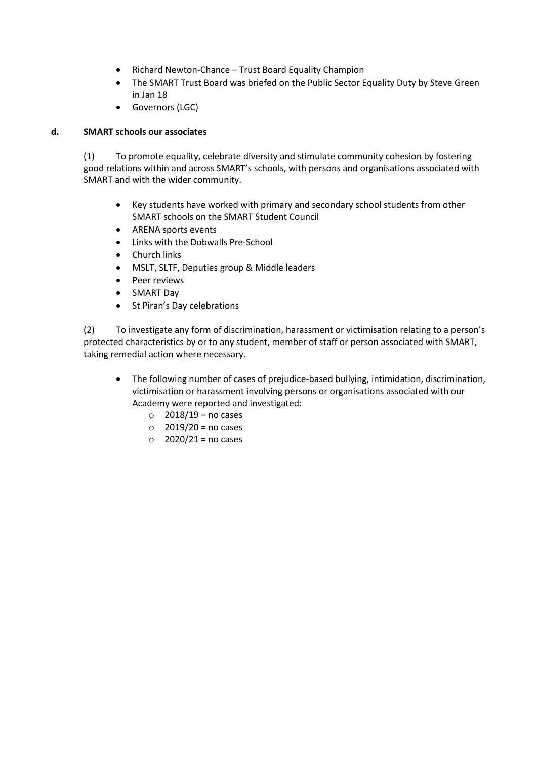- Richard Newton-Chance – Trust Board Equality Champion
- The SMART Trust Board was briefed on the Public Sector Equality Duty by Steve Green in Jan 18
- Governors (LGC)

**d. SMART schools our associates**

(1) To promote equality, celebrate diversity and stimulate community cohesion by fostering good relations within and across SMART's schools, with persons and organisations associated with SMART and with the wider community.

- Key students have worked with primary and secondary school students from other SMART schools on the SMART Student Council
- ARENA sports events
- Links with the Dobwalls Pre-School
- Church links
- MSLT, SLTF, Deputies group & Middle leaders
- Peer reviews
- SMART Day
- St Piran's Day celebrations

(2) To investigate any form of discrimination, harassment or victimisation relating to a person's protected characteristics by or to any student, member of staff or person associated with SMART, taking remedial action where necessary.

- The following number of cases of prejudice-based bullying, intimidation, discrimination, victimisation or harassment involving persons or organisations associated with our Academy were reported and investigated:
  - 2018/19 = no cases
  - 2019/20 = no cases
  - 2020/21 = no cases